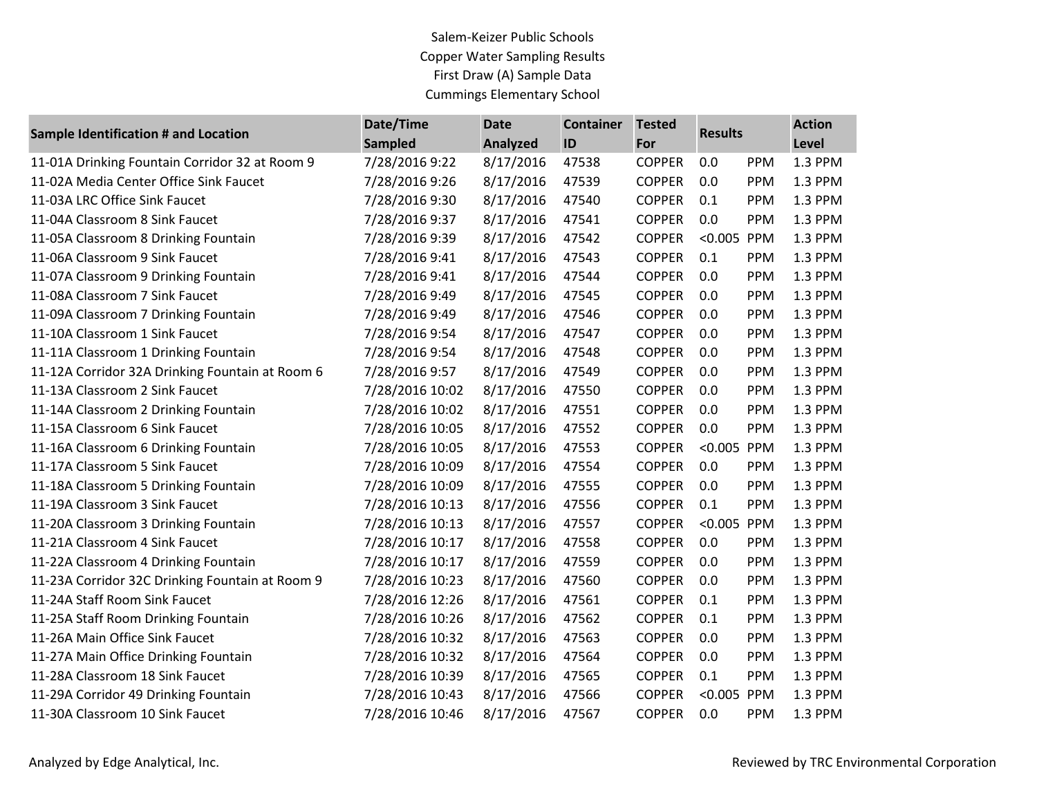Salem-Keizer Public Schools
Copper Water Sampling Results
First Draw (A) Sample Data
Cummings Elementary School

| Sample Identification # and Location | Date/Time Sampled | Date Analyzed | Container ID | Tested For | Results | | Action Level |
|---|---|---|---|---|---|---|---|
| 11-01A Drinking Fountain Corridor 32 at Room 9 | 7/28/2016 9:22 | 8/17/2016 | 47538 | COPPER | 0.0 | PPM | 1.3 PPM |
| 11-02A Media Center Office Sink Faucet | 7/28/2016 9:26 | 8/17/2016 | 47539 | COPPER | 0.0 | PPM | 1.3 PPM |
| 11-03A LRC Office Sink Faucet | 7/28/2016 9:30 | 8/17/2016 | 47540 | COPPER | 0.1 | PPM | 1.3 PPM |
| 11-04A Classroom 8 Sink Faucet | 7/28/2016 9:37 | 8/17/2016 | 47541 | COPPER | 0.0 | PPM | 1.3 PPM |
| 11-05A Classroom 8 Drinking Fountain | 7/28/2016 9:39 | 8/17/2016 | 47542 | COPPER | <0.005 | PPM | 1.3 PPM |
| 11-06A Classroom 9 Sink Faucet | 7/28/2016 9:41 | 8/17/2016 | 47543 | COPPER | 0.1 | PPM | 1.3 PPM |
| 11-07A Classroom 9 Drinking Fountain | 7/28/2016 9:41 | 8/17/2016 | 47544 | COPPER | 0.0 | PPM | 1.3 PPM |
| 11-08A Classroom 7 Sink Faucet | 7/28/2016 9:49 | 8/17/2016 | 47545 | COPPER | 0.0 | PPM | 1.3 PPM |
| 11-09A Classroom 7 Drinking Fountain | 7/28/2016 9:49 | 8/17/2016 | 47546 | COPPER | 0.0 | PPM | 1.3 PPM |
| 11-10A Classroom 1 Sink Faucet | 7/28/2016 9:54 | 8/17/2016 | 47547 | COPPER | 0.0 | PPM | 1.3 PPM |
| 11-11A Classroom 1 Drinking Fountain | 7/28/2016 9:54 | 8/17/2016 | 47548 | COPPER | 0.0 | PPM | 1.3 PPM |
| 11-12A Corridor 32A Drinking Fountain at Room 6 | 7/28/2016 9:57 | 8/17/2016 | 47549 | COPPER | 0.0 | PPM | 1.3 PPM |
| 11-13A Classroom 2 Sink Faucet | 7/28/2016 10:02 | 8/17/2016 | 47550 | COPPER | 0.0 | PPM | 1.3 PPM |
| 11-14A Classroom 2 Drinking Fountain | 7/28/2016 10:02 | 8/17/2016 | 47551 | COPPER | 0.0 | PPM | 1.3 PPM |
| 11-15A Classroom 6 Sink Faucet | 7/28/2016 10:05 | 8/17/2016 | 47552 | COPPER | 0.0 | PPM | 1.3 PPM |
| 11-16A Classroom 6 Drinking Fountain | 7/28/2016 10:05 | 8/17/2016 | 47553 | COPPER | <0.005 | PPM | 1.3 PPM |
| 11-17A Classroom 5 Sink Faucet | 7/28/2016 10:09 | 8/17/2016 | 47554 | COPPER | 0.0 | PPM | 1.3 PPM |
| 11-18A Classroom 5 Drinking Fountain | 7/28/2016 10:09 | 8/17/2016 | 47555 | COPPER | 0.0 | PPM | 1.3 PPM |
| 11-19A Classroom 3 Sink Faucet | 7/28/2016 10:13 | 8/17/2016 | 47556 | COPPER | 0.1 | PPM | 1.3 PPM |
| 11-20A Classroom 3 Drinking Fountain | 7/28/2016 10:13 | 8/17/2016 | 47557 | COPPER | <0.005 | PPM | 1.3 PPM |
| 11-21A Classroom 4 Sink Faucet | 7/28/2016 10:17 | 8/17/2016 | 47558 | COPPER | 0.0 | PPM | 1.3 PPM |
| 11-22A Classroom 4 Drinking Fountain | 7/28/2016 10:17 | 8/17/2016 | 47559 | COPPER | 0.0 | PPM | 1.3 PPM |
| 11-23A Corridor 32C Drinking Fountain at Room 9 | 7/28/2016 10:23 | 8/17/2016 | 47560 | COPPER | 0.0 | PPM | 1.3 PPM |
| 11-24A Staff Room Sink Faucet | 7/28/2016 12:26 | 8/17/2016 | 47561 | COPPER | 0.1 | PPM | 1.3 PPM |
| 11-25A Staff Room Drinking Fountain | 7/28/2016 10:26 | 8/17/2016 | 47562 | COPPER | 0.1 | PPM | 1.3 PPM |
| 11-26A Main Office Sink Faucet | 7/28/2016 10:32 | 8/17/2016 | 47563 | COPPER | 0.0 | PPM | 1.3 PPM |
| 11-27A Main Office Drinking Fountain | 7/28/2016 10:32 | 8/17/2016 | 47564 | COPPER | 0.0 | PPM | 1.3 PPM |
| 11-28A Classroom 18 Sink Faucet | 7/28/2016 10:39 | 8/17/2016 | 47565 | COPPER | 0.1 | PPM | 1.3 PPM |
| 11-29A Corridor 49 Drinking Fountain | 7/28/2016 10:43 | 8/17/2016 | 47566 | COPPER | <0.005 | PPM | 1.3 PPM |
| 11-30A Classroom 10 Sink Faucet | 7/28/2016 10:46 | 8/17/2016 | 47567 | COPPER | 0.0 | PPM | 1.3 PPM |

Analyzed by Edge Analytical, Inc.

Reviewed by TRC Environmental Corporation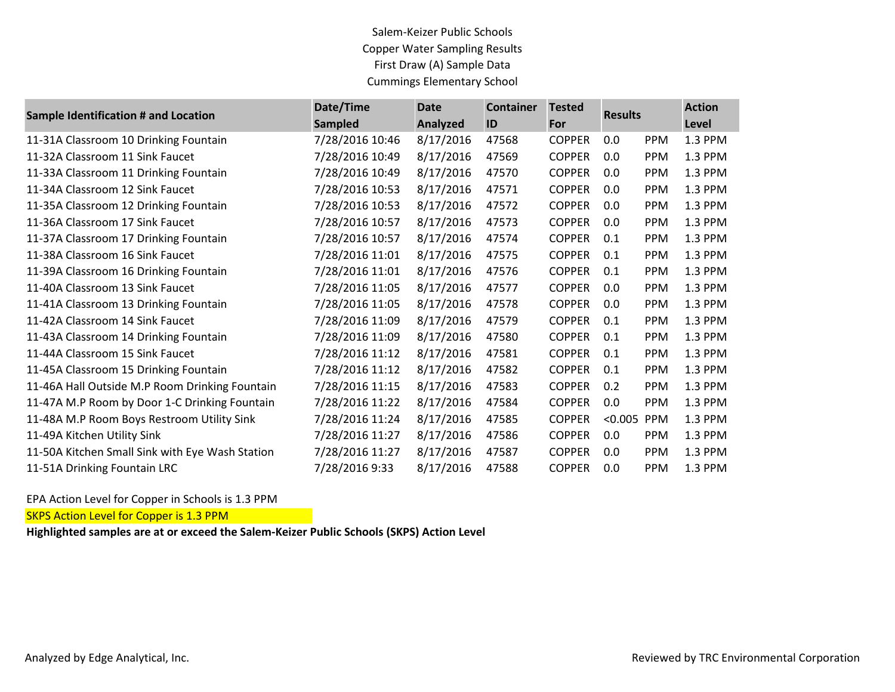Salem-Keizer Public Schools
Copper Water Sampling Results
First Draw (A) Sample Data
Cummings Elementary School

| Sample Identification # and Location | Date/Time Sampled | Date Analyzed | Container ID | Tested For | Results | | Action Level |
|---|---|---|---|---|---|---|---|
| 11-31A Classroom 10 Drinking Fountain | 7/28/2016 10:46 | 8/17/2016 | 47568 | COPPER | 0.0 | PPM | 1.3 PPM |
| 11-32A Classroom 11 Sink Faucet | 7/28/2016 10:49 | 8/17/2016 | 47569 | COPPER | 0.0 | PPM | 1.3 PPM |
| 11-33A Classroom 11 Drinking Fountain | 7/28/2016 10:49 | 8/17/2016 | 47570 | COPPER | 0.0 | PPM | 1.3 PPM |
| 11-34A Classroom 12 Sink Faucet | 7/28/2016 10:53 | 8/17/2016 | 47571 | COPPER | 0.0 | PPM | 1.3 PPM |
| 11-35A Classroom 12 Drinking Fountain | 7/28/2016 10:53 | 8/17/2016 | 47572 | COPPER | 0.0 | PPM | 1.3 PPM |
| 11-36A Classroom 17 Sink Faucet | 7/28/2016 10:57 | 8/17/2016 | 47573 | COPPER | 0.0 | PPM | 1.3 PPM |
| 11-37A Classroom 17 Drinking Fountain | 7/28/2016 10:57 | 8/17/2016 | 47574 | COPPER | 0.1 | PPM | 1.3 PPM |
| 11-38A Classroom 16 Sink Faucet | 7/28/2016 11:01 | 8/17/2016 | 47575 | COPPER | 0.1 | PPM | 1.3 PPM |
| 11-39A Classroom 16 Drinking Fountain | 7/28/2016 11:01 | 8/17/2016 | 47576 | COPPER | 0.1 | PPM | 1.3 PPM |
| 11-40A Classroom 13 Sink Faucet | 7/28/2016 11:05 | 8/17/2016 | 47577 | COPPER | 0.0 | PPM | 1.3 PPM |
| 11-41A Classroom 13 Drinking Fountain | 7/28/2016 11:05 | 8/17/2016 | 47578 | COPPER | 0.0 | PPM | 1.3 PPM |
| 11-42A Classroom 14 Sink Faucet | 7/28/2016 11:09 | 8/17/2016 | 47579 | COPPER | 0.1 | PPM | 1.3 PPM |
| 11-43A Classroom 14 Drinking Fountain | 7/28/2016 11:09 | 8/17/2016 | 47580 | COPPER | 0.1 | PPM | 1.3 PPM |
| 11-44A Classroom 15 Sink Faucet | 7/28/2016 11:12 | 8/17/2016 | 47581 | COPPER | 0.1 | PPM | 1.3 PPM |
| 11-45A Classroom 15 Drinking Fountain | 7/28/2016 11:12 | 8/17/2016 | 47582 | COPPER | 0.1 | PPM | 1.3 PPM |
| 11-46A Hall Outside M.P Room Drinking Fountain | 7/28/2016 11:15 | 8/17/2016 | 47583 | COPPER | 0.2 | PPM | 1.3 PPM |
| 11-47A M.P Room by Door 1-C Drinking Fountain | 7/28/2016 11:22 | 8/17/2016 | 47584 | COPPER | 0.0 | PPM | 1.3 PPM |
| 11-48A M.P Room Boys Restroom Utility Sink | 7/28/2016 11:24 | 8/17/2016 | 47585 | COPPER | <0.005 | PPM | 1.3 PPM |
| 11-49A Kitchen Utility Sink | 7/28/2016 11:27 | 8/17/2016 | 47586 | COPPER | 0.0 | PPM | 1.3 PPM |
| 11-50A Kitchen Small Sink with Eye Wash Station | 7/28/2016 11:27 | 8/17/2016 | 47587 | COPPER | 0.0 | PPM | 1.3 PPM |
| 11-51A Drinking Fountain LRC | 7/28/2016 9:33 | 8/17/2016 | 47588 | COPPER | 0.0 | PPM | 1.3 PPM |

EPA Action Level for Copper in Schools is 1.3 PPM

SKPS Action Level for Copper is 1.3 PPM

**Highlighted samples are at or exceed the Salem-Keizer Public Schools (SKPS) Action Level**

Analyzed by Edge Analytical, Inc.

Reviewed by TRC Environmental Corporation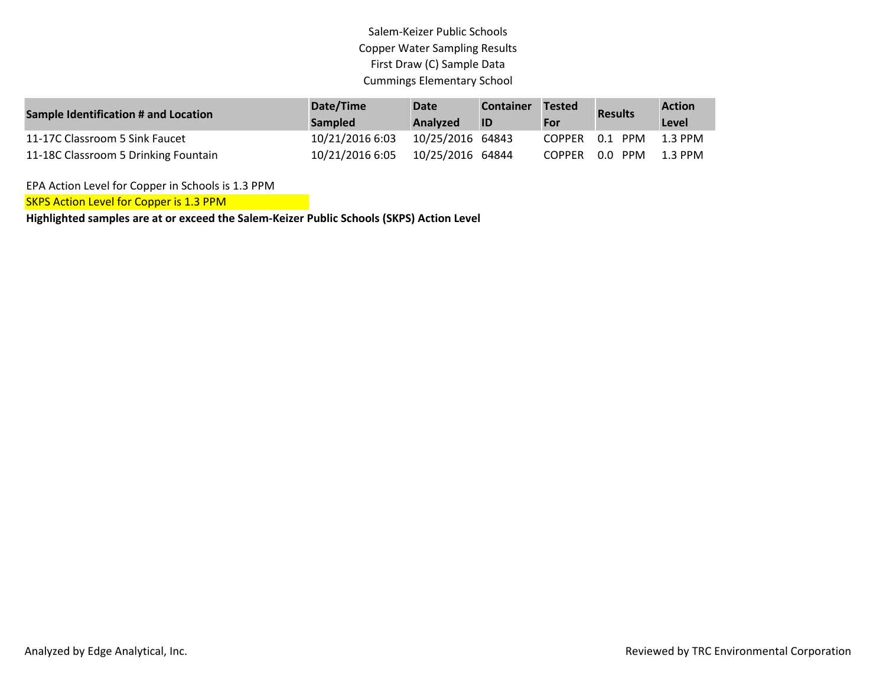Salem-Keizer Public Schools
Copper Water Sampling Results
First Draw (C) Sample Data
Cummings Elementary School

| Sample Identification # and Location | Date/Time Sampled | Date Analyzed | Container ID | Tested For | Results | Action Level |
|---|---|---|---|---|---|---|
| 11-17C Classroom 5 Sink Faucet | 10/21/2016 6:03 | 10/25/2016 | 64843 | COPPER | 0.1 PPM | 1.3 PPM |
| 11-18C Classroom 5 Drinking Fountain | 10/21/2016 6:05 | 10/25/2016 | 64844 | COPPER | 0.0 PPM | 1.3 PPM |

EPA Action Level for Copper in Schools is 1.3 PPM

SKPS Action Level for Copper is 1.3 PPM

**Highlighted samples are at or exceed the Salem-Keizer Public Schools (SKPS) Action Level**

Analyzed by Edge Analytical, Inc.

Reviewed by TRC Environmental Corporation